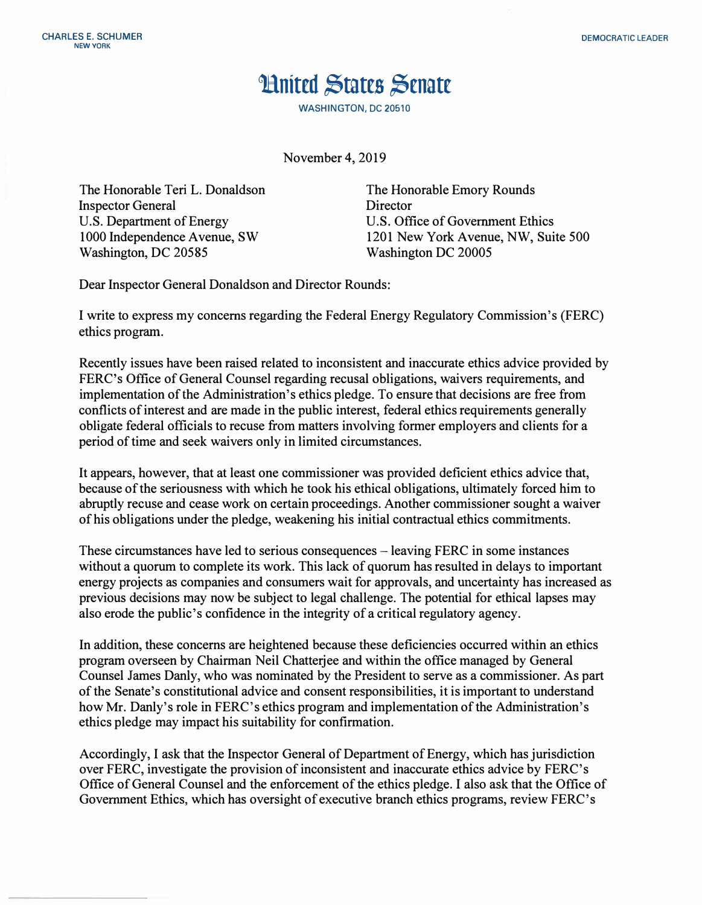CHARLES E. SCHUMER
NEW YORK

DEMOCRATIC LEADER

# United States Senate

WASHINGTON, DC 20510

November 4, 2019

The Honorable Teri L. Donaldson
Inspector General
U.S. Department of Energy
1000 Independence Avenue, SW
Washington, DC 20585

The Honorable Emory Rounds
Director
U.S. Office of Government Ethics
1201 New York Avenue, NW, Suite 500
Washington DC 20005

Dear Inspector General Donaldson and Director Rounds:

I write to express my concerns regarding the Federal Energy Regulatory Commission's (FERC) ethics program.

Recently issues have been raised related to inconsistent and inaccurate ethics advice provided by FERC's Office of General Counsel regarding recusal obligations, waivers requirements, and implementation of the Administration's ethics pledge. To ensure that decisions are free from conflicts of interest and are made in the public interest, federal ethics requirements generally obligate federal officials to recuse from matters involving former employers and clients for a period of time and seek waivers only in limited circumstances.

It appears, however, that at least one commissioner was provided deficient ethics advice that, because of the seriousness with which he took his ethical obligations, ultimately forced him to abruptly recuse and cease work on certain proceedings. Another commissioner sought a waiver of his obligations under the pledge, weakening his initial contractual ethics commitments.

These circumstances have led to serious consequences – leaving FERC in some instances without a quorum to complete its work. This lack of quorum has resulted in delays to important energy projects as companies and consumers wait for approvals, and uncertainty has increased as previous decisions may now be subject to legal challenge. The potential for ethical lapses may also erode the public's confidence in the integrity of a critical regulatory agency.

In addition, these concerns are heightened because these deficiencies occurred within an ethics program overseen by Chairman Neil Chatterjee and within the office managed by General Counsel James Danly, who was nominated by the President to serve as a commissioner. As part of the Senate's constitutional advice and consent responsibilities, it is important to understand how Mr. Danly's role in FERC's ethics program and implementation of the Administration's ethics pledge may impact his suitability for confirmation.

Accordingly, I ask that the Inspector General of Department of Energy, which has jurisdiction over FERC, investigate the provision of inconsistent and inaccurate ethics advice by FERC's Office of General Counsel and the enforcement of the ethics pledge. I also ask that the Office of Government Ethics, which has oversight of executive branch ethics programs, review FERC's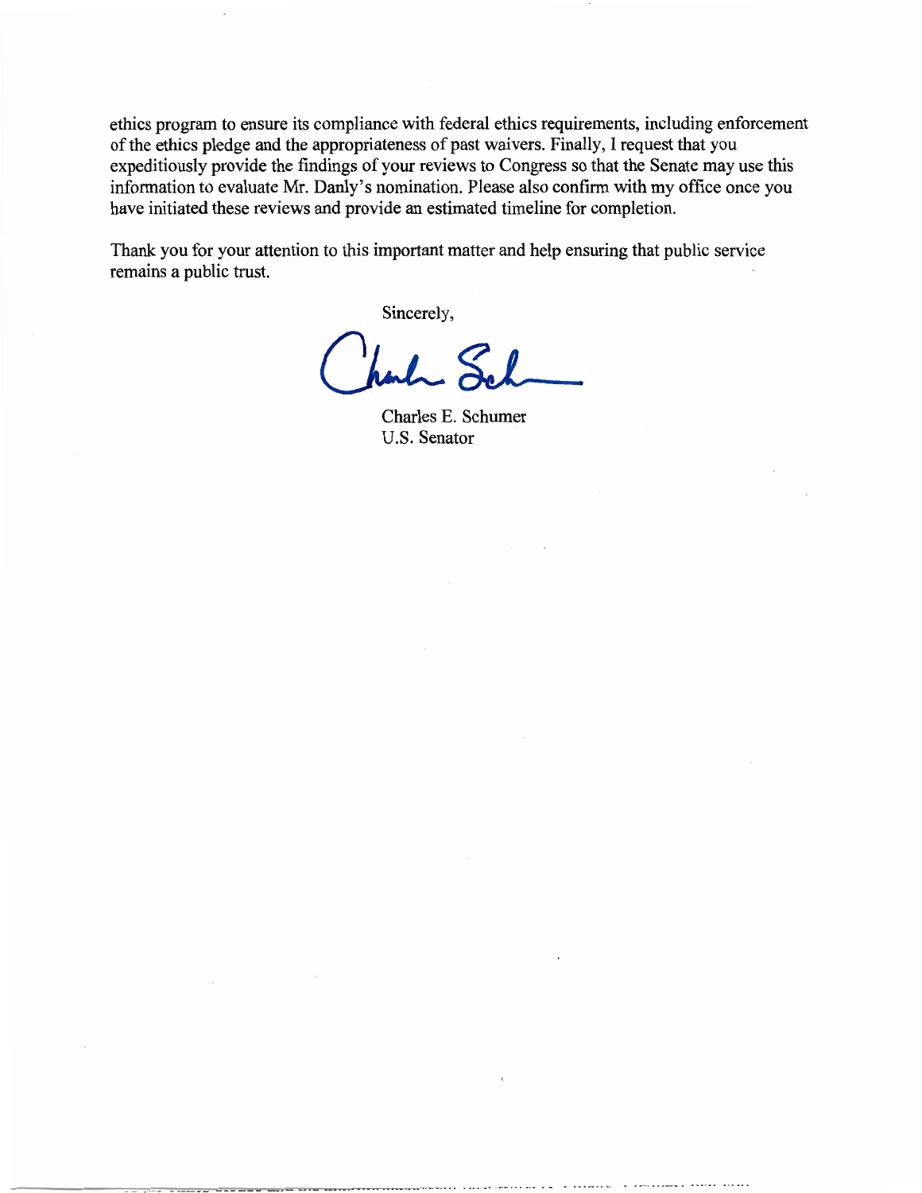ethics program to ensure its compliance with federal ethics requirements, including enforcement of the ethics pledge and the appropriateness of past waivers. Finally, I request that you expeditiously provide the findings of your reviews to Congress so that the Senate may use this information to evaluate Mr. Danly's nomination. Please also confirm with my office once you have initiated these reviews and provide an estimated timeline for completion.

Thank you for your attention to this important matter and help ensuring that public service remains a public trust.

Sincerely,

Charles E. Schumer
U.S. Senator